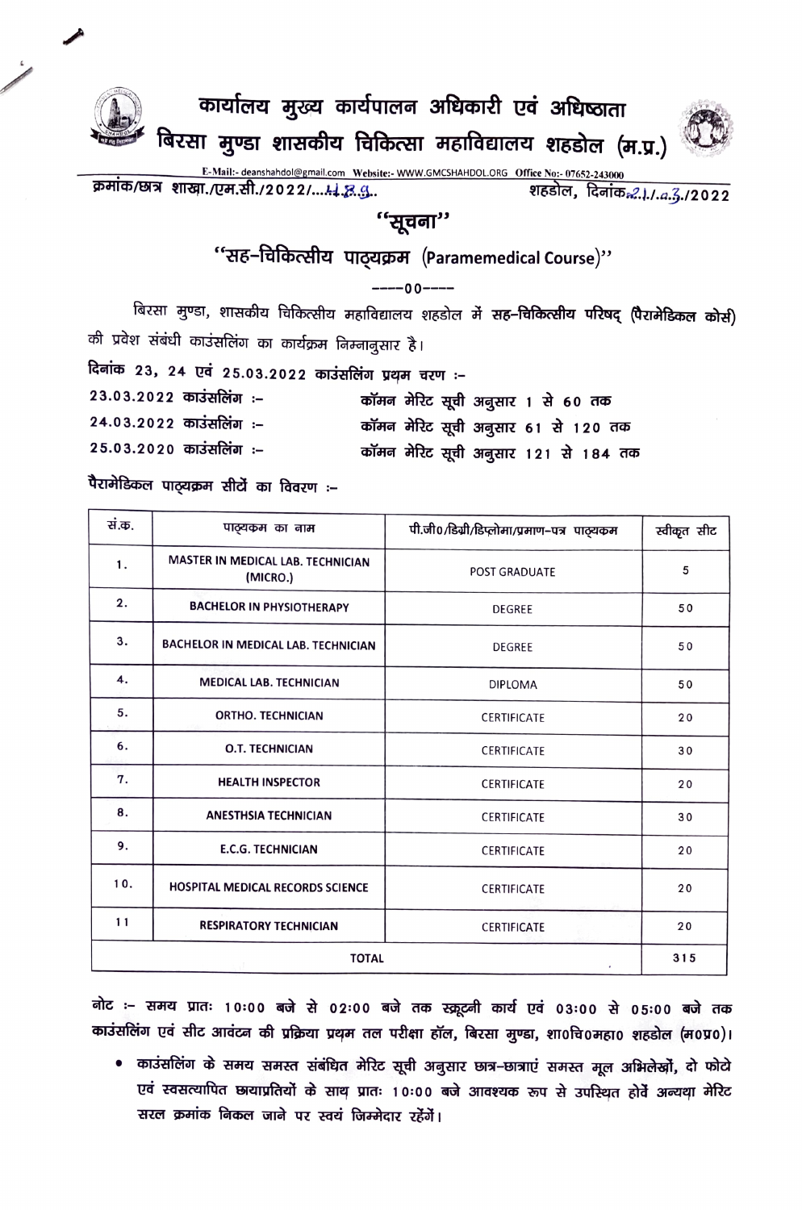# कार्यालय मुख्य कार्यपालन अधिकारी एवं अधिष्ठाता
# बिरसा मुण्डा शासकीय चिकित्सा महाविद्यालय शहडोल (म.प्र.)

E-Mail:- deanshahdol@gmail.com Website:- WWW.GMCSHAHDOL.ORG Office No:- 07652-243000

क्रमांक/छात्र शाखा./एम.सी./2022/...1189..   शहडोल, दिनांक 21/03/2022

## "सूचना"

## "सह-चिकित्सीय पाठ्यक्रम (Paramemedical Course)"

----00----

बिरसा मुण्डा, शासकीय चिकित्सीय महाविद्यालय शहडोल में **सह-चिकित्सीय परिषद् (पैरामेडिकल कोर्स)** की प्रवेश संबंधी काउंसलिंग का कार्यक्रम निम्नानुसार है।

**दिनांक 23, 24 एवं 25.03.2022 काउंसलिंग प्रथम चरण :-**

**23.03.2022 काउंसलिंग :-** कॉमन मेरिट सूची अनुसार 1 से 60 तक

**24.03.2022 काउंसलिंग :-** कॉमन मेरिट सूची अनुसार 61 से 120 तक

**25.03.2020 काउंसलिंग :-** कॉमन मेरिट सूची अनुसार 121 से 184 तक

**पैरामेडिकल पाठ्यक्रम सीटों का विवरण :-**

| सं.क. | पाठ्यक्रम का नाम | पी.जी0/डिग्री/डिप्लोमा/प्रमाण-पत्र पाठ्यक्रम | स्वीकृत सीट |
|---|---|---|---|
| 1. | MASTER IN MEDICAL LAB. TECHNICIAN (MICRO.) | POST GRADUATE | 5 |
| 2. | BACHELOR IN PHYSIOTHERAPY | DEGREE | 50 |
| 3. | BACHELOR IN MEDICAL LAB. TECHNICIAN | DEGREE | 50 |
| 4. | MEDICAL LAB. TECHNICIAN | DIPLOMA | 50 |
| 5. | ORTHO. TECHNICIAN | CERTIFICATE | 20 |
| 6. | O.T. TECHNICIAN | CERTIFICATE | 30 |
| 7. | HEALTH INSPECTOR | CERTIFICATE | 20 |
| 8. | ANESTHSIA TECHNICIAN | CERTIFICATE | 30 |
| 9. | E.C.G. TECHNICIAN | CERTIFICATE | 20 |
| 10. | HOSPITAL MEDICAL RECORDS SCIENCE | CERTIFICATE | 20 |
| 11 | RESPIRATORY TECHNICIAN | CERTIFICATE | 20 |
| | TOTAL | | 315 |

**नोट :- समय प्रातः 10:00 बजे से 02:00 बजे तक स्क्रूटनी कार्य एवं 03:00 से 05:00 बजे तक काउंसलिंग एवं सीट आवंटन की प्रक्रिया प्रथम तल परीक्षा हॉल, बिरसा मुण्डा, शा0चि0महा0 शहडोल (म0प्र0)।**

- **काउंसलिंग के समय समस्त संबंधित मेरिट सूची अनुसार छात्र-छात्राएं समस्त मूल अभिलेखों, दो फोटो एवं स्वसत्यापित छायाप्रतियों के साथ प्रातः 10:00 बजे आवश्यक रूप से उपस्थित होवें अन्यथा मेरिट सरल क्रमांक निकल जाने पर स्वयं जिम्मेदार रहेंगें।**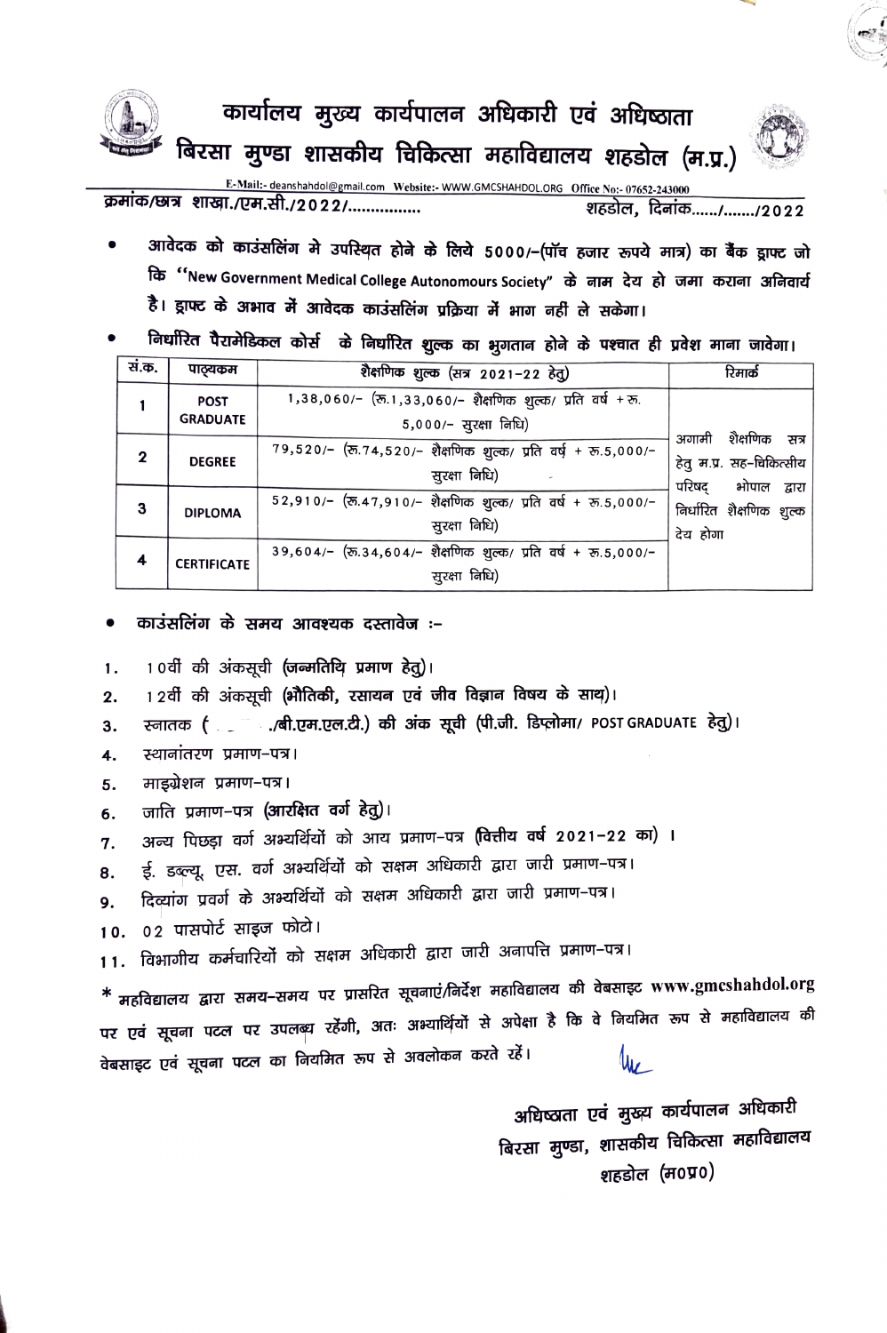# कार्यालय मुख्य कार्यपालन अधिकारी एवं अधिष्ठाता
# बिरसा मुण्डा शासकीय चिकित्सा महाविद्यालय शहडोल (म.प्र.)

E-Mail:- deanshahdol@gmail.com Website:- WWW.GMCSHAHDOL.ORG Office No:- 07652-243000

क्रमांक/छात्र शाखा./एम.सी./2022/................ शहडोल, दिनांक....../......./2022

- **आवेदक को काउंसलिंग मे उपस्थित होने के लिये 5000/-(पॉच हजार रूपये मात्र) का बैंक ड्राफ्ट जो कि "New Government Medical College Autonomours Society" के नाम देय हो जमा कराना अनिवार्य है। ड्राफ्ट के अभाव में आवेदक काउंसलिंग प्रक्रिया में भाग नहीं ले सकेगा।**
- **निर्धारित पैरामेडिकल कोर्स के निर्धारित शुल्क का भुगतान होने के पश्चात ही प्रवेश माना जावेगा।**

| सं.क. | पाठ्यक्रम | शैक्षणिक शुल्क (सत्र 2021-22 हेतु) | रिमार्क |
|---|---|---|---|
| 1 | POST GRADUATE | 1,38,060/- (रू.1,33,060/- शैक्षणिक शुल्क/ प्रति वर्ष + रू. 5,000/- सुरक्षा निधि) | आगामी शैक्षणिक सत्र हेतु म.प्र. सह-चिकित्सीय परिषद् भोपाल द्वारा निर्धारित शैक्षणिक शुल्क देय होगा |
| 2 | DEGREE | 79,520/- (रू.74,520/- शैक्षणिक शुल्क/ प्रति वर्ष + रू.5,000/- सुरक्षा निधि) | |
| 3 | DIPLOMA | 52,910/- (रू.47,910/- शैक्षणिक शुल्क/ प्रति वर्ष + रू.5,000/- सुरक्षा निधि) | |
| 4 | CERTIFICATE | 39,604/- (रू.34,604/- शैक्षणिक शुल्क/ प्रति वर्ष + रू.5,000/- सुरक्षा निधि) | |

- **काउंसलिंग के समय आवश्यक दस्तावेज :-**

1. 10वीं की अंकसूची **(जन्मतिथि प्रमाण हेतु)**।
2. 12वीं की अंकसूची **(भौतिकी, रसायन एवं जीव विज्ञान विषय के साथ)**।
3. स्नातक ( ./बी.एम.एल.टी.) की अंक सूची (पी.जी. डिप्लोमा/ POST GRADUATE हेतु)।
4. स्थानांतरण प्रमाण-पत्र।
5. माइग्रेशन प्रमाण-पत्र।
6. जाति प्रमाण-पत्र **(आरक्षित वर्ग हेतु)**।
7. अन्य पिछड़ा वर्ग अभ्यर्थियों को आय प्रमाण-पत्र **(वित्तीय वर्ष 2021-22 का)** ।
8. ई. डब्ल्यू. एस. वर्ग अभ्यर्थियों को सक्षम अधिकारी द्वारा जारी प्रमाण-पत्र।
9. दिव्यांग प्रवर्ग के अभ्यर्थियों को सक्षम अधिकारी द्वारा जारी प्रमाण-पत्र।
10. 02 पासपोर्ट साइज फोटो।
11. विभागीय कर्मचारियों को सक्षम अधिकारी द्वारा जारी अनापत्ति प्रमाण-पत्र।

**\* महविद्यालय द्वारा समय-समय पर प्रसरित सूचनाएं/निर्देश महाविद्यालय की वेबसाइट www.gmcshahdol.org पर एवं सूचना पटल पर उपलब्ध रहेंगी, अतः अभ्यार्थियों से अपेक्षा है कि वे नियमित रूप से महाविद्यालय की वेबसाइट एवं सूचना पटल का नियमित रूप से अवलोकन करते रहें।**

**अधिष्ठता एवं मुख्य कार्यपालन अधिकारी**
**बिरसा मुण्डा, शासकीय चिकित्सा महाविद्यालय**
**शहडोल (म०प्र०)**